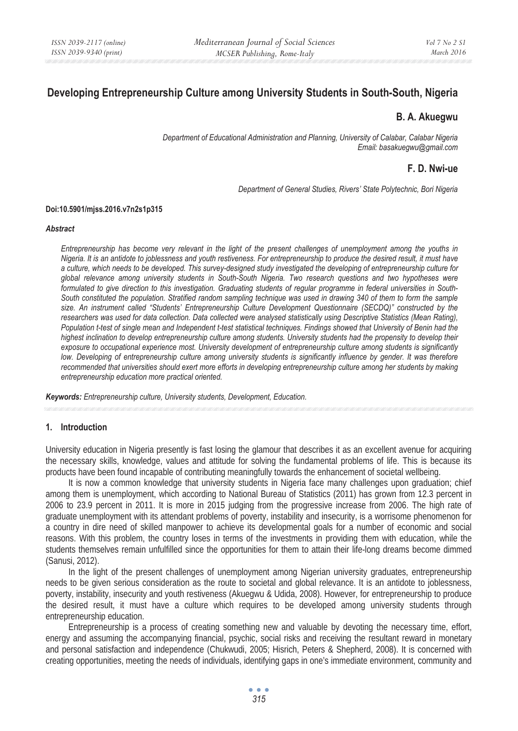# Developing Entrepreneurship Culture among University Students in South-South, Nigeria

**B. A. Akuegwu**

*Department of Educational Administration and Planning, University of Calabar, Calabar Nigeria*
*Email: basakuegwu@gmail.com*

**F. D. Nwi-ue**

*Department of General Studies, Rivers' State Polytechnic, Bori Nigeria*

**Doi:10.5901/mjss.2016.v7n2s1p315**

***Abstract***

*Entrepreneurship has become very relevant in the light of the present challenges of unemployment among the youths in Nigeria. It is an antidote to joblessness and youth restiveness. For entrepreneurship to produce the desired result, it must have a culture, which needs to be developed. This survey-designed study investigated the developing of entrepreneurship culture for global relevance among university students in South-South Nigeria. Two research questions and two hypotheses were formulated to give direction to this investigation. Graduating students of regular programme in federal universities in South-South constituted the population. Stratified random sampling technique was used in drawing 340 of them to form the sample size. An instrument called "Students' Entrepreneurship Culture Development Questionnaire (SECDQ)" constructed by the researchers was used for data collection. Data collected were analysed statistically using Descriptive Statistics (Mean Rating), Population t-test of single mean and Independent t-test statistical techniques. Findings showed that University of Benin had the highest inclination to develop entrepreneurship culture among students. University students had the propensity to develop their exposure to occupational experience most. University development of entrepreneurship culture among students is significantly low. Developing of entrepreneurship culture among university students is significantly influence by gender. It was therefore recommended that universities should exert more efforts in developing entrepreneurship culture among her students by making entrepreneurship education more practical oriented.*

***Keywords:*** *Entrepreneurship culture, University students, Development, Education.*

## 1. Introduction

University education in Nigeria presently is fast losing the glamour that describes it as an excellent avenue for acquiring the necessary skills, knowledge, values and attitude for solving the fundamental problems of life. This is because its products have been found incapable of contributing meaningfully towards the enhancement of societal wellbeing.

It is now a common knowledge that university students in Nigeria face many challenges upon graduation; chief among them is unemployment, which according to National Bureau of Statistics (2011) has grown from 12.3 percent in 2006 to 23.9 percent in 2011. It is more in 2015 judging from the progressive increase from 2006. The high rate of graduate unemployment with its attendant problems of poverty, instability and insecurity, is a worrisome phenomenon for a country in dire need of skilled manpower to achieve its developmental goals for a number of economic and social reasons. With this problem, the country loses in terms of the investments in providing them with education, while the students themselves remain unfulfilled since the opportunities for them to attain their life-long dreams become dimmed (Sanusi, 2012).

In the light of the present challenges of unemployment among Nigerian university graduates, entrepreneurship needs to be given serious consideration as the route to societal and global relevance. It is an antidote to joblessness, poverty, instability, insecurity and youth restiveness (Akuegwu & Udida, 2008). However, for entrepreneurship to produce the desired result, it must have a culture which requires to be developed among university students through entrepreneurship education.

Entrepreneurship is a process of creating something new and valuable by devoting the necessary time, effort, energy and assuming the accompanying financial, psychic, social risks and receiving the resultant reward in monetary and personal satisfaction and independence (Chukwudi, 2005; Hisrich, Peters & Shepherd, 2008). It is concerned with creating opportunities, meeting the needs of individuals, identifying gaps in one's immediate environment, community and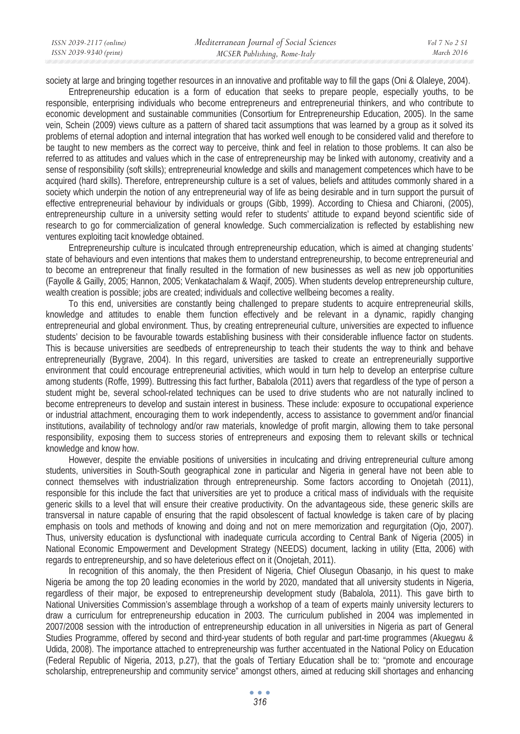society at large and bringing together resources in an innovative and profitable way to fill the gaps (Oni & Olaleye, 2004).

Entrepreneurship education is a form of education that seeks to prepare people, especially youths, to be responsible, enterprising individuals who become entrepreneurs and entrepreneurial thinkers, and who contribute to economic development and sustainable communities (Consortium for Entrepreneurship Education, 2005). In the same vein, Schein (2009) views culture as a pattern of shared tacit assumptions that was learned by a group as it solved its problems of eternal adoption and internal integration that has worked well enough to be considered valid and therefore to be taught to new members as the correct way to perceive, think and feel in relation to those problems. It can also be referred to as attitudes and values which in the case of entrepreneurship may be linked with autonomy, creativity and a sense of responsibility (soft skills); entrepreneurial knowledge and skills and management competences which have to be acquired (hard skills). Therefore, entrepreneurship culture is a set of values, beliefs and attitudes commonly shared in a society which underpin the notion of any entrepreneurial way of life as being desirable and in turn support the pursuit of effective entrepreneurial behaviour by individuals or groups (Gibb, 1999). According to Chiesa and Chiaroni, (2005), entrepreneurship culture in a university setting would refer to students' attitude to expand beyond scientific side of research to go for commercialization of general knowledge. Such commercialization is reflected by establishing new ventures exploiting tacit knowledge obtained.

Entrepreneurship culture is inculcated through entrepreneurship education, which is aimed at changing students' state of behaviours and even intentions that makes them to understand entrepreneurship, to become entrepreneurial and to become an entrepreneur that finally resulted in the formation of new businesses as well as new job opportunities (Fayolle & Gailly, 2005; Hannon, 2005; Venkatachalam & Waqif, 2005). When students develop entrepreneurship culture, wealth creation is possible; jobs are created; individuals and collective wellbeing becomes a reality.

To this end, universities are constantly being challenged to prepare students to acquire entrepreneurial skills, knowledge and attitudes to enable them function effectively and be relevant in a dynamic, rapidly changing entrepreneurial and global environment. Thus, by creating entrepreneurial culture, universities are expected to influence students' decision to be favourable towards establishing business with their considerable influence factor on students. This is because universities are seedbeds of entrepreneurship to teach their students the way to think and behave entrepreneurially (Bygrave, 2004). In this regard, universities are tasked to create an entrepreneurially supportive environment that could encourage entrepreneurial activities, which would in turn help to develop an enterprise culture among students (Roffe, 1999). Buttressing this fact further, Babalola (2011) avers that regardless of the type of person a student might be, several school-related techniques can be used to drive students who are not naturally inclined to become entrepreneurs to develop and sustain interest in business. These include: exposure to occupational experience or industrial attachment, encouraging them to work independently, access to assistance to government and/or financial institutions, availability of technology and/or raw materials, knowledge of profit margin, allowing them to take personal responsibility, exposing them to success stories of entrepreneurs and exposing them to relevant skills or technical knowledge and know how.

However, despite the enviable positions of universities in inculcating and driving entrepreneurial culture among students, universities in South-South geographical zone in particular and Nigeria in general have not been able to connect themselves with industrialization through entrepreneurship. Some factors according to Onojetah (2011), responsible for this include the fact that universities are yet to produce a critical mass of individuals with the requisite generic skills to a level that will ensure their creative productivity. On the advantageous side, these generic skills are transversal in nature capable of ensuring that the rapid obsolescent of factual knowledge is taken care of by placing emphasis on tools and methods of knowing and doing and not on mere memorization and regurgitation (Ojo, 2007). Thus, university education is dysfunctional with inadequate curricula according to Central Bank of Nigeria (2005) in National Economic Empowerment and Development Strategy (NEEDS) document, lacking in utility (Etta, 2006) with regards to entrepreneurship, and so have deleterious effect on it (Onojetah, 2011).

In recognition of this anomaly, the then President of Nigeria, Chief Olusegun Obasanjo, in his quest to make Nigeria be among the top 20 leading economies in the world by 2020, mandated that all university students in Nigeria, regardless of their major, be exposed to entrepreneurship development study (Babalola, 2011). This gave birth to National Universities Commission's assemblage through a workshop of a team of experts mainly university lecturers to draw a curriculum for entrepreneurship education in 2003. The curriculum published in 2004 was implemented in 2007/2008 session with the introduction of entrepreneurship education in all universities in Nigeria as part of General Studies Programme, offered by second and third-year students of both regular and part-time programmes (Akuegwu & Udida, 2008). The importance attached to entrepreneurship was further accentuated in the National Policy on Education (Federal Republic of Nigeria, 2013, p.27), that the goals of Tertiary Education shall be to: "promote and encourage scholarship, entrepreneurship and community service" amongst others, aimed at reducing skill shortages and enhancing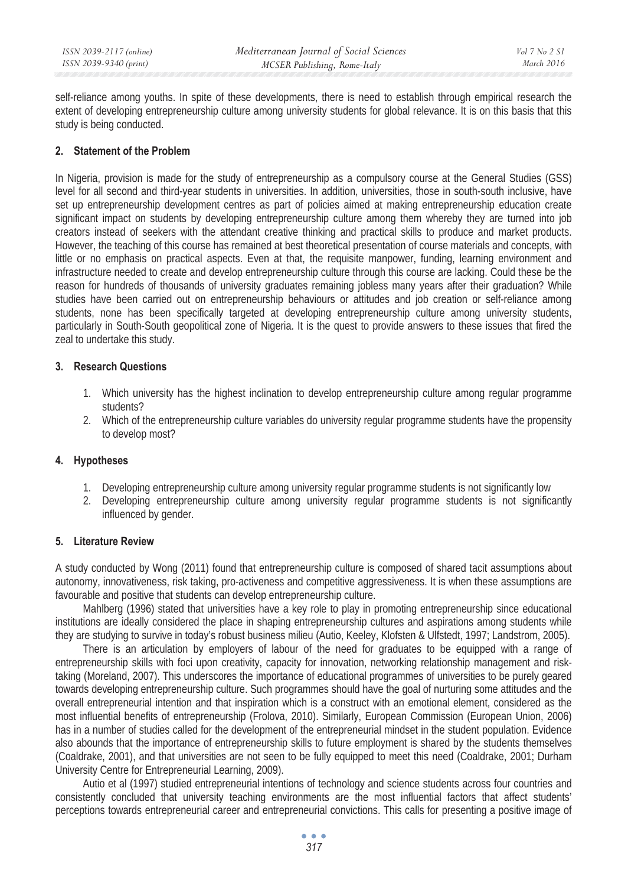self-reliance among youths. In spite of these developments, there is need to establish through empirical research the extent of developing entrepreneurship culture among university students for global relevance. It is on this basis that this study is being conducted.

## 2. Statement of the Problem

In Nigeria, provision is made for the study of entrepreneurship as a compulsory course at the General Studies (GSS) level for all second and third-year students in universities. In addition, universities, those in south-south inclusive, have set up entrepreneurship development centres as part of policies aimed at making entrepreneurship education create significant impact on students by developing entrepreneurship culture among them whereby they are turned into job creators instead of seekers with the attendant creative thinking and practical skills to produce and market products. However, the teaching of this course has remained at best theoretical presentation of course materials and concepts, with little or no emphasis on practical aspects. Even at that, the requisite manpower, funding, learning environment and infrastructure needed to create and develop entrepreneurship culture through this course are lacking. Could these be the reason for hundreds of thousands of university graduates remaining jobless many years after their graduation? While studies have been carried out on entrepreneurship behaviours or attitudes and job creation or self-reliance among students, none has been specifically targeted at developing entrepreneurship culture among university students, particularly in South-South geopolitical zone of Nigeria. It is the quest to provide answers to these issues that fired the zeal to undertake this study.

## 3. Research Questions

1. Which university has the highest inclination to develop entrepreneurship culture among regular programme students?
2. Which of the entrepreneurship culture variables do university regular programme students have the propensity to develop most?

## 4. Hypotheses

1. Developing entrepreneurship culture among university regular programme students is not significantly low
2. Developing entrepreneurship culture among university regular programme students is not significantly influenced by gender.

## 5. Literature Review

A study conducted by Wong (2011) found that entrepreneurship culture is composed of shared tacit assumptions about autonomy, innovativeness, risk taking, pro-activeness and competitive aggressiveness. It is when these assumptions are favourable and positive that students can develop entrepreneurship culture.

Mahlberg (1996) stated that universities have a key role to play in promoting entrepreneurship since educational institutions are ideally considered the place in shaping entrepreneurship cultures and aspirations among students while they are studying to survive in today's robust business milieu (Autio, Keeley, Klofsten & Ulfstedt, 1997; Landstrom, 2005).

There is an articulation by employers of labour of the need for graduates to be equipped with a range of entrepreneurship skills with foci upon creativity, capacity for innovation, networking relationship management and risk-taking (Moreland, 2007). This underscores the importance of educational programmes of universities to be purely geared towards developing entrepreneurship culture. Such programmes should have the goal of nurturing some attitudes and the overall entrepreneurial intention and that inspiration which is a construct with an emotional element, considered as the most influential benefits of entrepreneurship (Frolova, 2010). Similarly, European Commission (European Union, 2006) has in a number of studies called for the development of the entrepreneurial mindset in the student population. Evidence also abounds that the importance of entrepreneurship skills to future employment is shared by the students themselves (Coaldrake, 2001), and that universities are not seen to be fully equipped to meet this need (Coaldrake, 2001; Durham University Centre for Entrepreneurial Learning, 2009).

Autio et al (1997) studied entrepreneurial intentions of technology and science students across four countries and consistently concluded that university teaching environments are the most influential factors that affect students' perceptions towards entrepreneurial career and entrepreneurial convictions. This calls for presenting a positive image of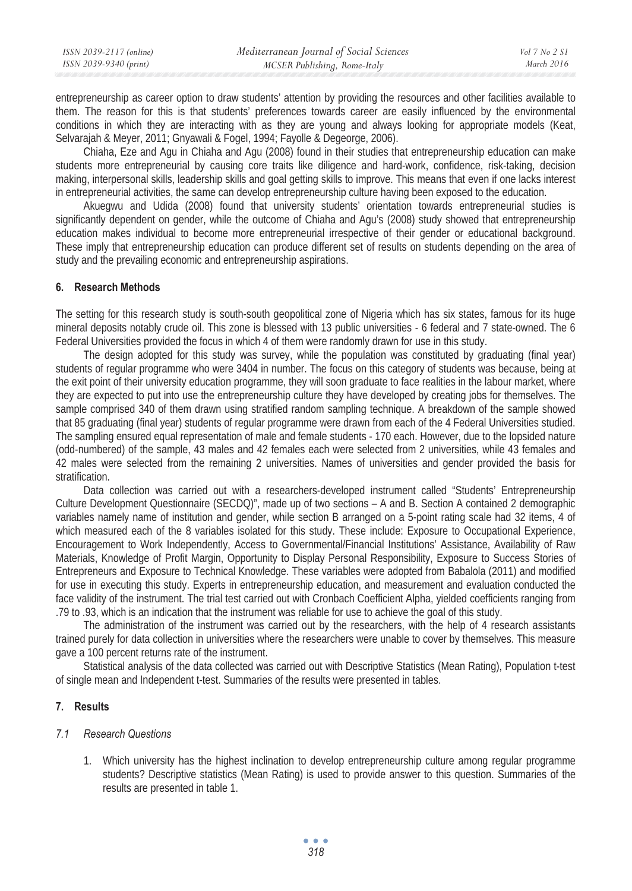entrepreneurship as career option to draw students' attention by providing the resources and other facilities available to them. The reason for this is that students' preferences towards career are easily influenced by the environmental conditions in which they are interacting with as they are young and always looking for appropriate models (Keat, Selvarajah & Meyer, 2011; Gnyawali & Fogel, 1994; Fayolle & Degeorge, 2006).

Chiaha, Eze and Agu in Chiaha and Agu (2008) found in their studies that entrepreneurship education can make students more entrepreneurial by causing core traits like diligence and hard-work, confidence, risk-taking, decision making, interpersonal skills, leadership skills and goal getting skills to improve. This means that even if one lacks interest in entrepreneurial activities, the same can develop entrepreneurship culture having been exposed to the education.

Akuegwu and Udida (2008) found that university students' orientation towards entrepreneurial studies is significantly dependent on gender, while the outcome of Chiaha and Agu's (2008) study showed that entrepreneurship education makes individual to become more entrepreneurial irrespective of their gender or educational background. These imply that entrepreneurship education can produce different set of results on students depending on the area of study and the prevailing economic and entrepreneurship aspirations.

## 6. Research Methods

The setting for this research study is south-south geopolitical zone of Nigeria which has six states, famous for its huge mineral deposits notably crude oil. This zone is blessed with 13 public universities - 6 federal and 7 state-owned. The 6 Federal Universities provided the focus in which 4 of them were randomly drawn for use in this study.

The design adopted for this study was survey, while the population was constituted by graduating (final year) students of regular programme who were 3404 in number. The focus on this category of students was because, being at the exit point of their university education programme, they will soon graduate to face realities in the labour market, where they are expected to put into use the entrepreneurship culture they have developed by creating jobs for themselves. The sample comprised 340 of them drawn using stratified random sampling technique. A breakdown of the sample showed that 85 graduating (final year) students of regular programme were drawn from each of the 4 Federal Universities studied. The sampling ensured equal representation of male and female students - 170 each. However, due to the lopsided nature (odd-numbered) of the sample, 43 males and 42 females each were selected from 2 universities, while 43 females and 42 males were selected from the remaining 2 universities. Names of universities and gender provided the basis for stratification.

Data collection was carried out with a researchers-developed instrument called "Students' Entrepreneurship Culture Development Questionnaire (SECDQ)", made up of two sections – A and B. Section A contained 2 demographic variables namely name of institution and gender, while section B arranged on a 5-point rating scale had 32 items, 4 of which measured each of the 8 variables isolated for this study. These include: Exposure to Occupational Experience, Encouragement to Work Independently, Access to Governmental/Financial Institutions' Assistance, Availability of Raw Materials, Knowledge of Profit Margin, Opportunity to Display Personal Responsibility, Exposure to Success Stories of Entrepreneurs and Exposure to Technical Knowledge. These variables were adopted from Babalola (2011) and modified for use in executing this study. Experts in entrepreneurship education, and measurement and evaluation conducted the face validity of the instrument. The trial test carried out with Cronbach Coefficient Alpha, yielded coefficients ranging from .79 to .93, which is an indication that the instrument was reliable for use to achieve the goal of this study.

The administration of the instrument was carried out by the researchers, with the help of 4 research assistants trained purely for data collection in universities where the researchers were unable to cover by themselves. This measure gave a 100 percent returns rate of the instrument.

Statistical analysis of the data collected was carried out with Descriptive Statistics (Mean Rating), Population t-test of single mean and Independent t-test. Summaries of the results were presented in tables.

## 7. Results

### *7.1 Research Questions*

1. Which university has the highest inclination to develop entrepreneurship culture among regular programme students? Descriptive statistics (Mean Rating) is used to provide answer to this question. Summaries of the results are presented in table 1.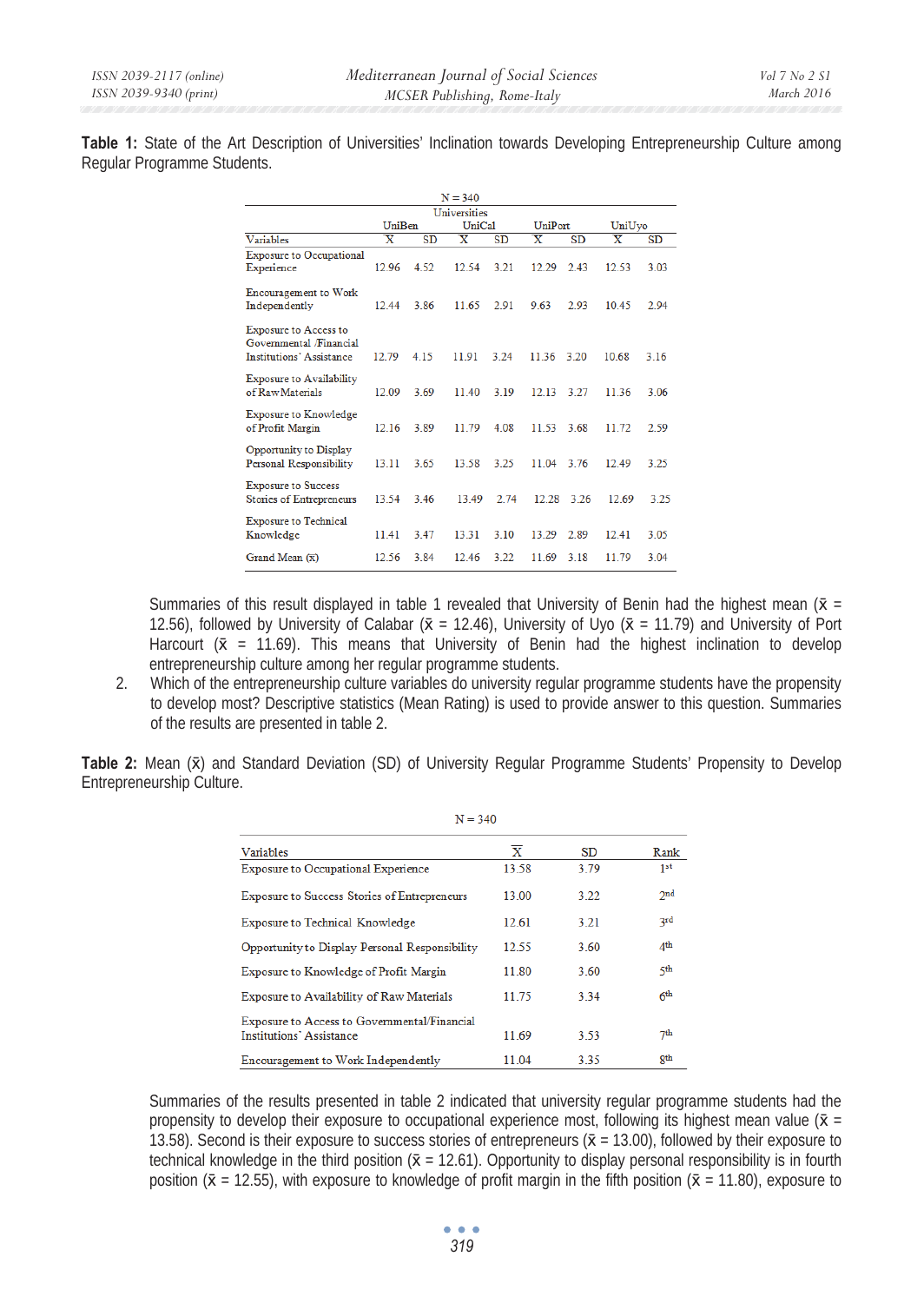**Table 1:** State of the Art Description of Universities' Inclination towards Developing Entrepreneurship Culture among Regular Programme Students.

N = 340

| Variables | UniBen $\bar{X}$ | UniBen SD | UniCal $\bar{X}$ | UniCal SD | UniPort $\bar{X}$ | UniPort SD | UniUyo $\bar{X}$ | UniUyo SD |
|---|---|---|---|---|---|---|---|---|
| Exposure to Occupational Experience | 12.96 | 4.52 | 12.54 | 3.21 | 12.29 | 2.43 | 12.53 | 3.03 |
| Encouragement to Work Independently | 12.44 | 3.86 | 11.65 | 2.91 | 9.63 | 2.93 | 10.45 | 2.94 |
| Exposure to Access to Governmental /Financial Institutions' Assistance | 12.79 | 4.15 | 11.91 | 3.24 | 11.36 | 3.20 | 10.68 | 3.16 |
| Exposure to Availability of Raw Materials | 12.09 | 3.69 | 11.40 | 3.19 | 12.13 | 3.27 | 11.36 | 3.06 |
| Exposure to Knowledge of Profit Margin | 12.16 | 3.89 | 11.79 | 4.08 | 11.53 | 3.68 | 11.72 | 2.59 |
| Opportunity to Display Personal Responsibility | 13.11 | 3.65 | 13.58 | 3.25 | 11.04 | 3.76 | 12.49 | 3.25 |
| Exposure to Success Stories of Entrepreneurs | 13.54 | 3.46 | 13.49 | 2.74 | 12.28 | 3.26 | 12.69 | 3.25 |
| Exposure to Technical Knowledge | 11.41 | 3.47 | 13.31 | 3.10 | 13.29 | 2.89 | 12.41 | 3.05 |
| Grand Mean ($\bar{x}$) | 12.56 | 3.84 | 12.46 | 3.22 | 11.69 | 3.18 | 11.79 | 3.04 |

Summaries of this result displayed in table 1 revealed that University of Benin had the highest mean ($\bar{x}$ = 12.56), followed by University of Calabar ($\bar{x}$ = 12.46), University of Uyo ($\bar{x}$ = 11.79) and University of Port Harcourt ($\bar{x}$ = 11.69). This means that University of Benin had the highest inclination to develop entrepreneurship culture among her regular programme students.

2. Which of the entrepreneurship culture variables do university regular programme students have the propensity to develop most? Descriptive statistics (Mean Rating) is used to provide answer to this question. Summaries of the results are presented in table 2.

**Table 2:** Mean ($\bar{x}$) and Standard Deviation (SD) of University Regular Programme Students' Propensity to Develop Entrepreneurship Culture.

N = 340

| Variables | $\bar{X}$ | SD | Rank |
|---|---|---|---|
| Exposure to Occupational Experience | 13.58 | 3.79 | 1st |
| Exposure to Success Stories of Entrepreneurs | 13.00 | 3.22 | 2nd |
| Exposure to Technical Knowledge | 12.61 | 3.21 | 3rd |
| Opportunity to Display Personal Responsibility | 12.55 | 3.60 | 4th |
| Exposure to Knowledge of Profit Margin | 11.80 | 3.60 | 5th |
| Exposure to Availability of Raw Materials | 11.75 | 3.34 | 6th |
| Exposure to Access to Governmental/Financial Institutions' Assistance | 11.69 | 3.53 | 7th |
| Encouragement to Work Independently | 11.04 | 3.35 | 8th |

Summaries of the results presented in table 2 indicated that university regular programme students had the propensity to develop their exposure to occupational experience most, following its highest mean value ($\bar{x}$ = 13.58). Second is their exposure to success stories of entrepreneurs ($\bar{x}$ = 13.00), followed by their exposure to technical knowledge in the third position ($\bar{x}$ = 12.61). Opportunity to display personal responsibility is in fourth position ($\bar{x}$ = 12.55), with exposure to knowledge of profit margin in the fifth position ($\bar{x}$ = 11.80), exposure to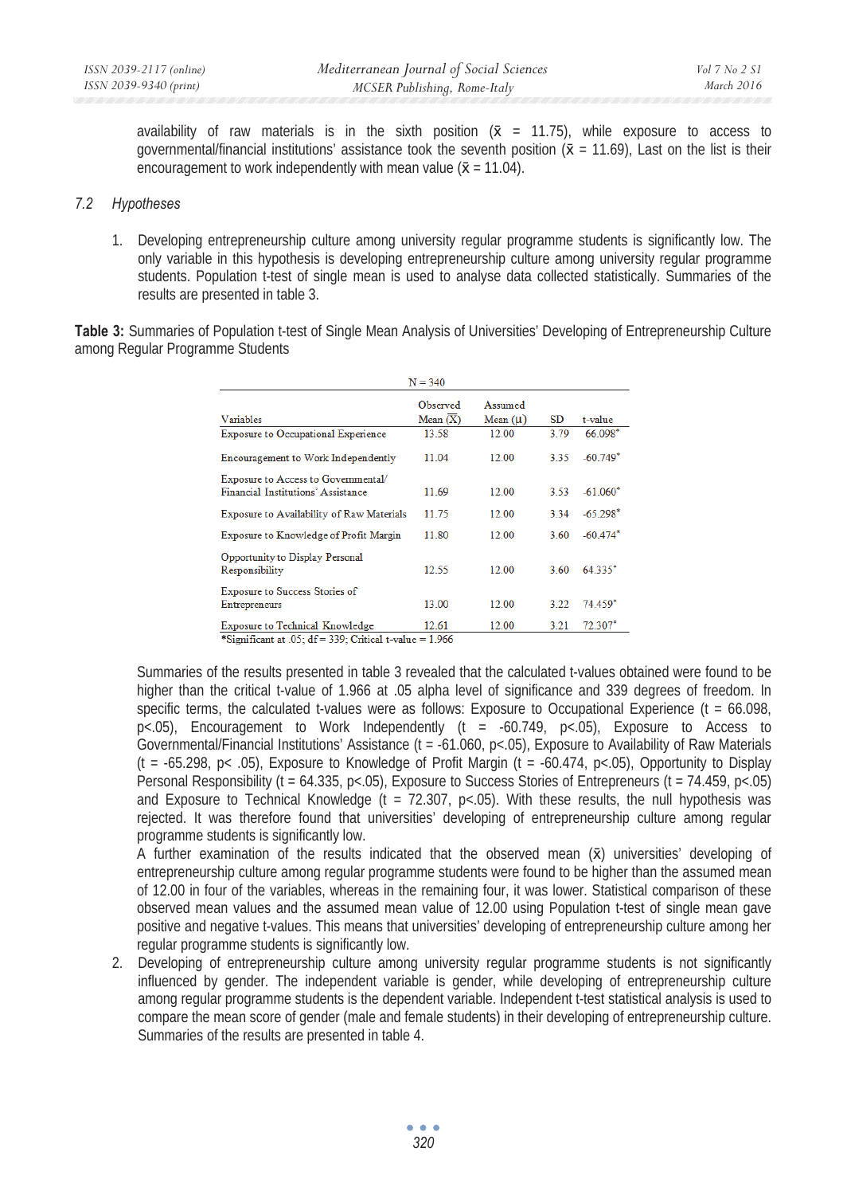availability of raw materials is in the sixth position ($\bar{x}$ = 11.75), while exposure to access to governmental/financial institutions' assistance took the seventh position ($\bar{x}$ = 11.69), Last on the list is their encouragement to work independently with mean value ($\bar{x}$ = 11.04).

### *7.2 Hypotheses*

1. Developing entrepreneurship culture among university regular programme students is significantly low. The only variable in this hypothesis is developing entrepreneurship culture among university regular programme students. Population t-test of single mean is used to analyse data collected statistically. Summaries of the results are presented in table 3.

**Table 3:** Summaries of Population t-test of Single Mean Analysis of Universities' Developing of Entrepreneurship Culture among Regular Programme Students

N = 340

| Variables | Observed Mean ($\bar{X}$) | Assumed Mean ($\mu$) | SD | t-value |
|---|---|---|---|---|
| Exposure to Occupational Experience | 13.58 | 12.00 | 3.79 | 66.098* |
| Encouragement to Work Independently | 11.04 | 12.00 | 3.35 | -60.749* |
| Exposure to Access to Governmental/ Financial Institutions' Assistance | 11.69 | 12.00 | 3.53 | -61.060* |
| Exposure to Availability of Raw Materials | 11.75 | 12.00 | 3.34 | -65.298* |
| Exposure to Knowledge of Profit Margin | 11.80 | 12.00 | 3.60 | -60.474* |
| Opportunity to Display Personal Responsibility | 12.55 | 12.00 | 3.60 | 64.335* |
| Exposure to Success Stories of Entrepreneurs | 13.00 | 12.00 | 3.22 | 74.459* |
| Exposure to Technical Knowledge | 12.61 | 12.00 | 3.21 | 72.307* |

*Significant at .05; df = 339; Critical t-value = 1.966

Summaries of the results presented in table 3 revealed that the calculated t-values obtained were found to be higher than the critical t-value of 1.966 at .05 alpha level of significance and 339 degrees of freedom. In specific terms, the calculated t-values were as follows: Exposure to Occupational Experience ($t = 66.098$, $p<.05$), Encouragement to Work Independently ($t = -60.749$, $p<.05$), Exposure to Access to Governmental/Financial Institutions' Assistance ($t = -61.060$, $p<.05$), Exposure to Availability of Raw Materials ($t = -65.298$, $p< .05$), Exposure to Knowledge of Profit Margin ($t = -60.474$, $p<.05$), Opportunity to Display Personal Responsibility ($t = 64.335$, $p<.05$), Exposure to Success Stories of Entrepreneurs ($t = 74.459$, $p<.05$) and Exposure to Technical Knowledge ($t = 72.307$, $p<.05$). With these results, the null hypothesis was rejected. It was therefore found that universities' developing of entrepreneurship culture among regular programme students is significantly low.

A further examination of the results indicated that the observed mean ($\bar{x}$) universities' developing of entrepreneurship culture among regular programme students were found to be higher than the assumed mean of 12.00 in four of the variables, whereas in the remaining four, it was lower. Statistical comparison of these observed mean values and the assumed mean value of 12.00 using Population t-test of single mean gave positive and negative t-values. This means that universities' developing of entrepreneurship culture among her regular programme students is significantly low.

2. Developing of entrepreneurship culture among university regular programme students is not significantly influenced by gender. The independent variable is gender, while developing of entrepreneurship culture among regular programme students is the dependent variable. Independent t-test statistical analysis is used to compare the mean score of gender (male and female students) in their developing of entrepreneurship culture. Summaries of the results are presented in table 4.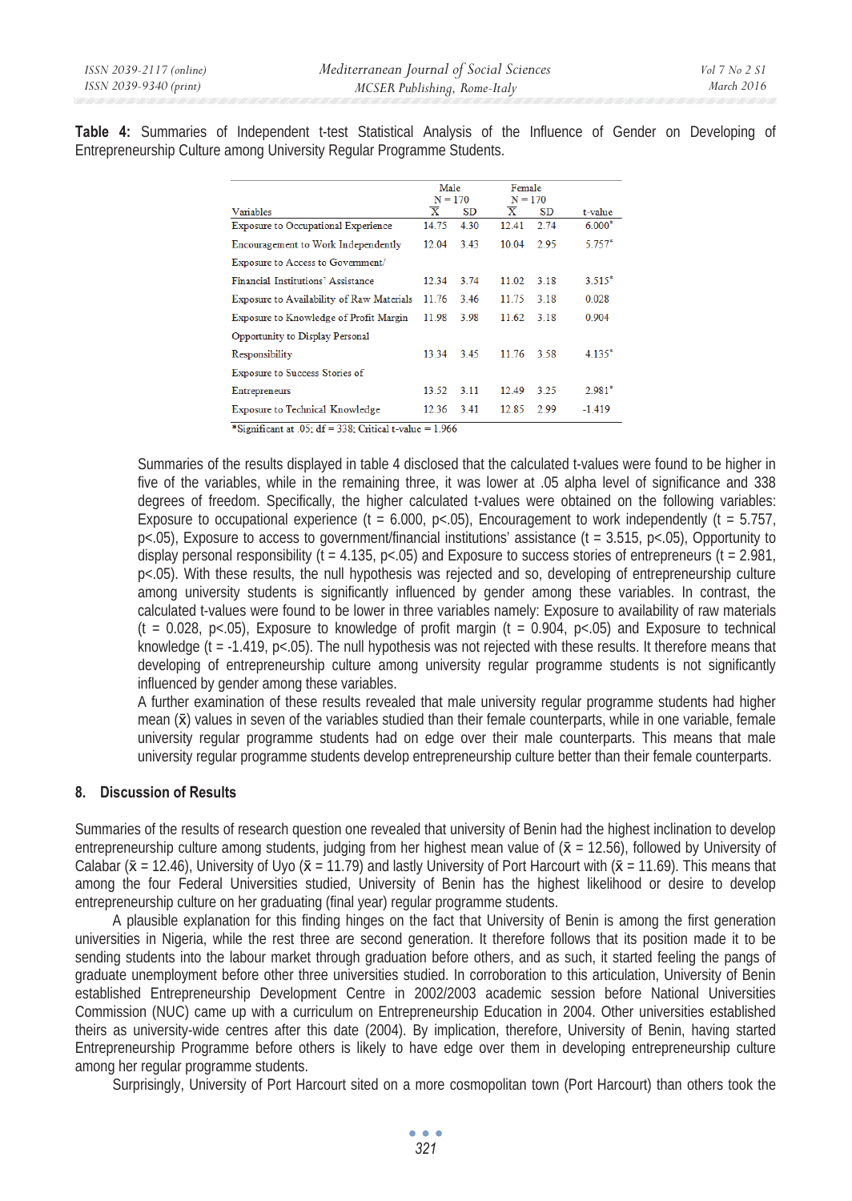**Table 4:** Summaries of Independent t-test Statistical Analysis of the Influence of Gender on Developing of Entrepreneurship Culture among University Regular Programme Students.

| Variables | Male N = 170 | | Female N = 170 | | t-value |
|---|---|---|---|---|---|
| | $\bar{X}$ | SD | $\bar{X}$ | SD | |
| Exposure to Occupational Experience | 14.75 | 4.30 | 12.41 | 2.74 | 6.000* |
| Encouragement to Work Independently | 12.04 | 3.43 | 10.04 | 2.95 | 5.757* |
| Exposure to Access to Government/ Financial Institutions' Assistance | 12.34 | 3.74 | 11.02 | 3.18 | 3.515* |
| Exposure to Availability of Raw Materials | 11.76 | 3.46 | 11.75 | 3.18 | 0.028 |
| Exposure to Knowledge of Profit Margin | 11.98 | 3.98 | 11.62 | 3.18 | 0.904 |
| Opportunity to Display Personal Responsibility | 13.34 | 3.45 | 11.76 | 3.58 | 4.135* |
| Exposure to Success Stories of Entrepreneurs | 13.52 | 3.11 | 12.49 | 3.25 | 2.981* |
| Exposure to Technical Knowledge | 12.36 | 3.41 | 12.85 | 2.99 | -1.419 |

*Significant at .05; df = 338; Critical t-value = 1.966

Summaries of the results displayed in table 4 disclosed that the calculated t-values were found to be higher in five of the variables, while in the remaining three, it was lower at .05 alpha level of significance and 338 degrees of freedom. Specifically, the higher calculated t-values were obtained on the following variables: Exposure to occupational experience ($t = 6.000$, $p<.05$), Encouragement to work independently ($t = 5.757$, $p<.05$), Exposure to access to government/financial institutions' assistance ($t = 3.515$, $p<.05$), Opportunity to display personal responsibility ($t = 4.135$, $p<.05$) and Exposure to success stories of entrepreneurs ($t = 2.981$, $p<.05$). With these results, the null hypothesis was rejected and so, developing of entrepreneurship culture among university students is significantly influenced by gender among these variables. In contrast, the calculated t-values were found to be lower in three variables namely: Exposure to availability of raw materials ($t = 0.028$, $p<.05$), Exposure to knowledge of profit margin ($t = 0.904$, $p<.05$) and Exposure to technical knowledge ($t = -1.419$, $p<.05$). The null hypothesis was not rejected with these results. It therefore means that developing of entrepreneurship culture among university regular programme students is not significantly influenced by gender among these variables.

A further examination of these results revealed that male university regular programme students had higher mean ($\bar{x}$) values in seven of the variables studied than their female counterparts, while in one variable, female university regular programme students had on edge over their male counterparts. This means that male university regular programme students develop entrepreneurship culture better than their female counterparts.

## 8. Discussion of Results

Summaries of the results of research question one revealed that university of Benin had the highest inclination to develop entrepreneurship culture among students, judging from her highest mean value of ($\bar{x} = 12.56$), followed by University of Calabar ($\bar{x} = 12.46$), University of Uyo ($\bar{x} = 11.79$) and lastly University of Port Harcourt with ($\bar{x} = 11.69$). This means that among the four Federal Universities studied, University of Benin has the highest likelihood or desire to develop entrepreneurship culture on her graduating (final year) regular programme students.

A plausible explanation for this finding hinges on the fact that University of Benin is among the first generation universities in Nigeria, while the rest three are second generation. It therefore follows that its position made it to be sending students into the labour market through graduation before others, and as such, it started feeling the pangs of graduate unemployment before other three universities studied. In corroboration to this articulation, University of Benin established Entrepreneurship Development Centre in 2002/2003 academic session before National Universities Commission (NUC) came up with a curriculum on Entrepreneurship Education in 2004. Other universities established theirs as university-wide centres after this date (2004). By implication, therefore, University of Benin, having started Entrepreneurship Programme before others is likely to have edge over them in developing entrepreneurship culture among her regular programme students.

Surprisingly, University of Port Harcourt sited on a more cosmopolitan town (Port Harcourt) than others took the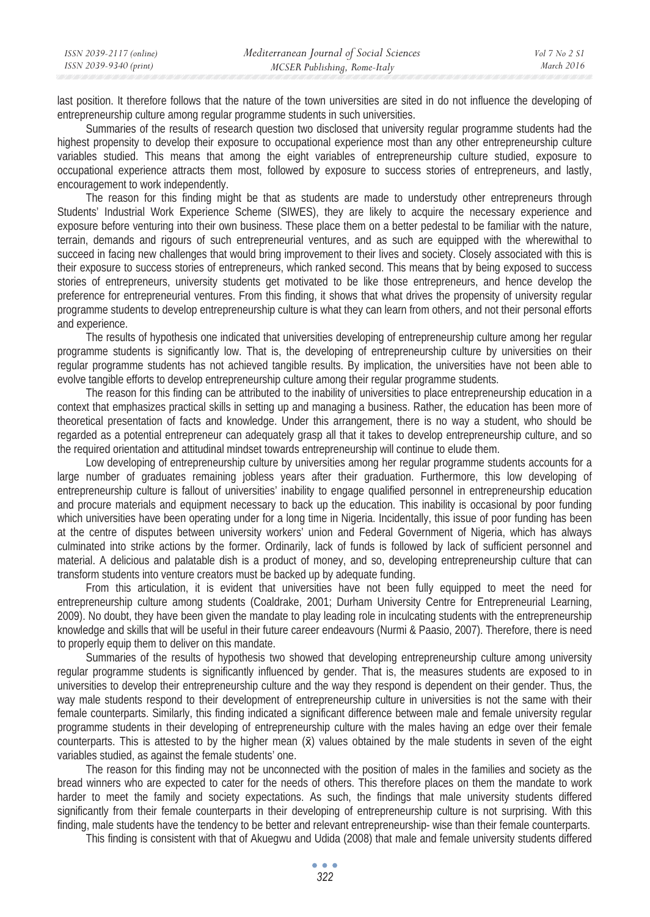last position. It therefore follows that the nature of the town universities are sited in do not influence the developing of entrepreneurship culture among regular programme students in such universities.

Summaries of the results of research question two disclosed that university regular programme students had the highest propensity to develop their exposure to occupational experience most than any other entrepreneurship culture variables studied. This means that among the eight variables of entrepreneurship culture studied, exposure to occupational experience attracts them most, followed by exposure to success stories of entrepreneurs, and lastly, encouragement to work independently.

The reason for this finding might be that as students are made to understudy other entrepreneurs through Students' Industrial Work Experience Scheme (SIWES), they are likely to acquire the necessary experience and exposure before venturing into their own business. These place them on a better pedestal to be familiar with the nature, terrain, demands and rigours of such entrepreneurial ventures, and as such are equipped with the wherewithal to succeed in facing new challenges that would bring improvement to their lives and society. Closely associated with this is their exposure to success stories of entrepreneurs, which ranked second. This means that by being exposed to success stories of entrepreneurs, university students get motivated to be like those entrepreneurs, and hence develop the preference for entrepreneurial ventures. From this finding, it shows that what drives the propensity of university regular programme students to develop entrepreneurship culture is what they can learn from others, and not their personal efforts and experience.

The results of hypothesis one indicated that universities developing of entrepreneurship culture among her regular programme students is significantly low. That is, the developing of entrepreneurship culture by universities on their regular programme students has not achieved tangible results. By implication, the universities have not been able to evolve tangible efforts to develop entrepreneurship culture among their regular programme students.

The reason for this finding can be attributed to the inability of universities to place entrepreneurship education in a context that emphasizes practical skills in setting up and managing a business. Rather, the education has been more of theoretical presentation of facts and knowledge. Under this arrangement, there is no way a student, who should be regarded as a potential entrepreneur can adequately grasp all that it takes to develop entrepreneurship culture, and so the required orientation and attitudinal mindset towards entrepreneurship will continue to elude them.

Low developing of entrepreneurship culture by universities among her regular programme students accounts for a large number of graduates remaining jobless years after their graduation. Furthermore, this low developing of entrepreneurship culture is fallout of universities' inability to engage qualified personnel in entrepreneurship education and procure materials and equipment necessary to back up the education. This inability is occasional by poor funding which universities have been operating under for a long time in Nigeria. Incidentally, this issue of poor funding has been at the centre of disputes between university workers' union and Federal Government of Nigeria, which has always culminated into strike actions by the former. Ordinarily, lack of funds is followed by lack of sufficient personnel and material. A delicious and palatable dish is a product of money, and so, developing entrepreneurship culture that can transform students into venture creators must be backed up by adequate funding.

From this articulation, it is evident that universities have not been fully equipped to meet the need for entrepreneurship culture among students (Coaldrake, 2001; Durham University Centre for Entrepreneurial Learning, 2009). No doubt, they have been given the mandate to play leading role in inculcating students with the entrepreneurship knowledge and skills that will be useful in their future career endeavours (Nurmi & Paasio, 2007). Therefore, there is need to properly equip them to deliver on this mandate.

Summaries of the results of hypothesis two showed that developing entrepreneurship culture among university regular programme students is significantly influenced by gender. That is, the measures students are exposed to in universities to develop their entrepreneurship culture and the way they respond is dependent on their gender. Thus, the way male students respond to their development of entrepreneurship culture in universities is not the same with their female counterparts. Similarly, this finding indicated a significant difference between male and female university regular programme students in their developing of entrepreneurship culture with the males having an edge over their female counterparts. This is attested to by the higher mean ($\bar{x}$) values obtained by the male students in seven of the eight variables studied, as against the female students' one.

The reason for this finding may not be unconnected with the position of males in the families and society as the bread winners who are expected to cater for the needs of others. This therefore places on them the mandate to work harder to meet the family and society expectations. As such, the findings that male university students differed significantly from their female counterparts in their developing of entrepreneurship culture is not surprising. With this finding, male students have the tendency to be better and relevant entrepreneurship- wise than their female counterparts.

This finding is consistent with that of Akuegwu and Udida (2008) that male and female university students differed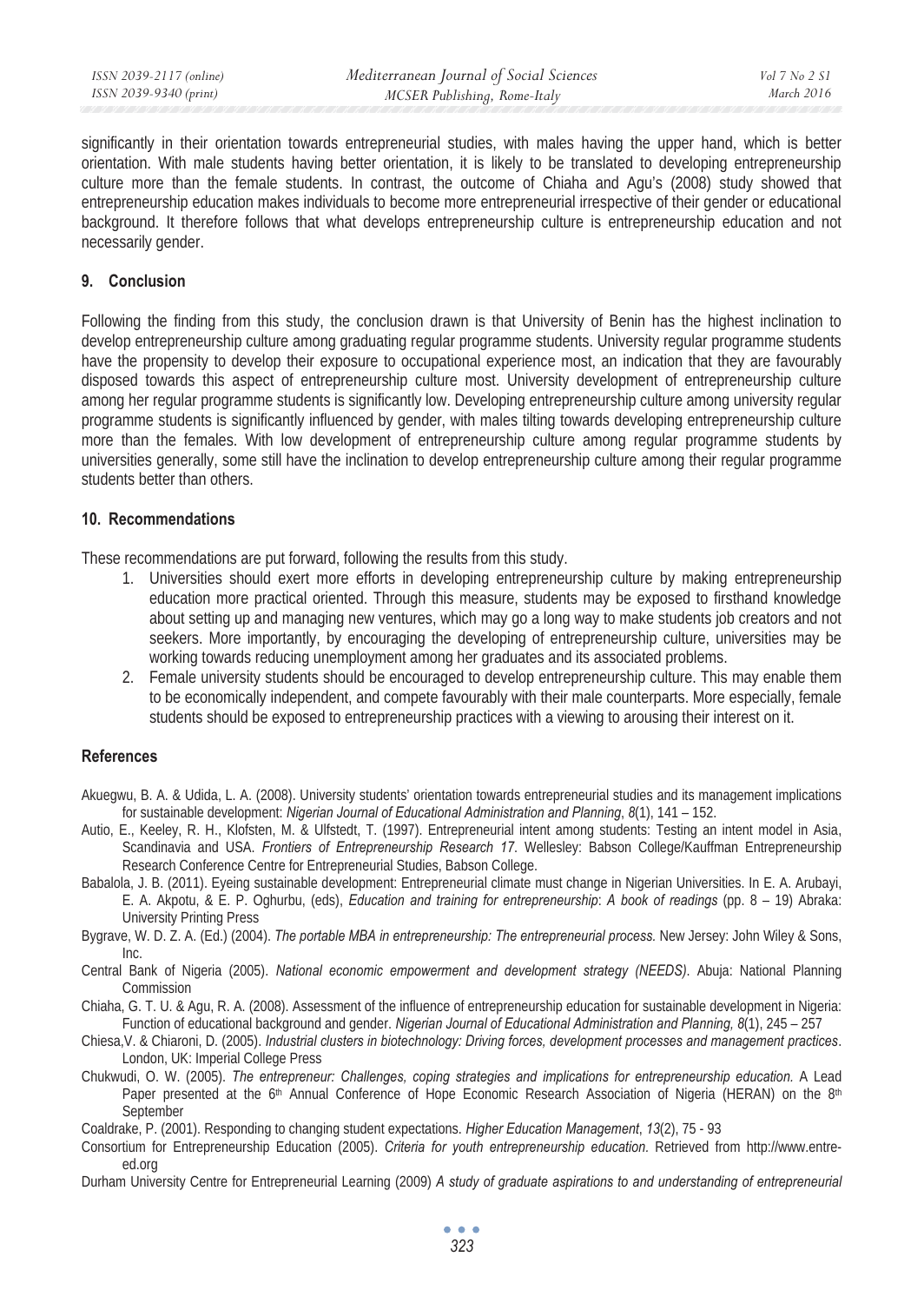significantly in their orientation towards entrepreneurial studies, with males having the upper hand, which is better orientation. With male students having better orientation, it is likely to be translated to developing entrepreneurship culture more than the female students. In contrast, the outcome of Chiaha and Agu's (2008) study showed that entrepreneurship education makes individuals to become more entrepreneurial irrespective of their gender or educational background. It therefore follows that what develops entrepreneurship culture is entrepreneurship education and not necessarily gender.

## 9. Conclusion

Following the finding from this study, the conclusion drawn is that University of Benin has the highest inclination to develop entrepreneurship culture among graduating regular programme students. University regular programme students have the propensity to develop their exposure to occupational experience most, an indication that they are favourably disposed towards this aspect of entrepreneurship culture most. University development of entrepreneurship culture among her regular programme students is significantly low. Developing entrepreneurship culture among university regular programme students is significantly influenced by gender, with males tilting towards developing entrepreneurship culture more than the females. With low development of entrepreneurship culture among regular programme students by universities generally, some still have the inclination to develop entrepreneurship culture among their regular programme students better than others.

## 10. Recommendations

These recommendations are put forward, following the results from this study.

1. Universities should exert more efforts in developing entrepreneurship culture by making entrepreneurship education more practical oriented. Through this measure, students may be exposed to firsthand knowledge about setting up and managing new ventures, which may go a long way to make students job creators and not seekers. More importantly, by encouraging the developing of entrepreneurship culture, universities may be working towards reducing unemployment among her graduates and its associated problems.
2. Female university students should be encouraged to develop entrepreneurship culture. This may enable them to be economically independent, and compete favourably with their male counterparts. More especially, female students should be exposed to entrepreneurship practices with a viewing to arousing their interest on it.

## References

Akuegwu, B. A. & Udida, L. A. (2008). University students' orientation towards entrepreneurial studies and its management implications for sustainable development: *Nigerian Journal of Educational Administration and Planning*, *8*(1), 141 – 152.

Autio, E., Keeley, R. H., Klofsten, M. & Ulfstedt, T. (1997). Entrepreneurial intent among students: Testing an intent model in Asia, Scandinavia and USA. *Frontiers of Entrepreneurship Research 17.* Wellesley: Babson College/Kauffman Entrepreneurship Research Conference Centre for Entrepreneurial Studies, Babson College.

Babalola, J. B. (2011). Eyeing sustainable development: Entrepreneurial climate must change in Nigerian Universities. In E. A. Arubayi, E. A. Akpotu, & E. P. Oghurbu, (eds), *Education and training for entrepreneurship*: *A book of readings* (pp. 8 – 19) Abraka: University Printing Press

Bygrave, W. D. Z. A. (Ed.) (2004). *The portable MBA in entrepreneurship: The entrepreneurial process.* New Jersey: John Wiley & Sons, Inc.

Central Bank of Nigeria (2005). *National economic empowerment and development strategy (NEEDS)*. Abuja: National Planning Commission

Chiaha, G. T. U. & Agu, R. A. (2008). Assessment of the influence of entrepreneurship education for sustainable development in Nigeria: Function of educational background and gender. *Nigerian Journal of Educational Administration and Planning, 8*(1), 245 – 257

Chiesa,V. & Chiaroni, D. (2005). *Industrial clusters in biotechnology: Driving forces, development processes and management practices*. London, UK: Imperial College Press

Chukwudi, O. W. (2005). *The entrepreneur: Challenges, coping strategies and implications for entrepreneurship education.* A Lead Paper presented at the 6th Annual Conference of Hope Economic Research Association of Nigeria (HERAN) on the 8th September

Coaldrake, P. (2001). Responding to changing student expectations. *Higher Education Management*, *13*(2), 75 - 93

Consortium for Entrepreneurship Education (2005). *Criteria for youth entrepreneurship education.* Retrieved from http://www.entre-ed.org

Durham University Centre for Entrepreneurial Learning (2009) *A study of graduate aspirations to and understanding of entrepreneurial*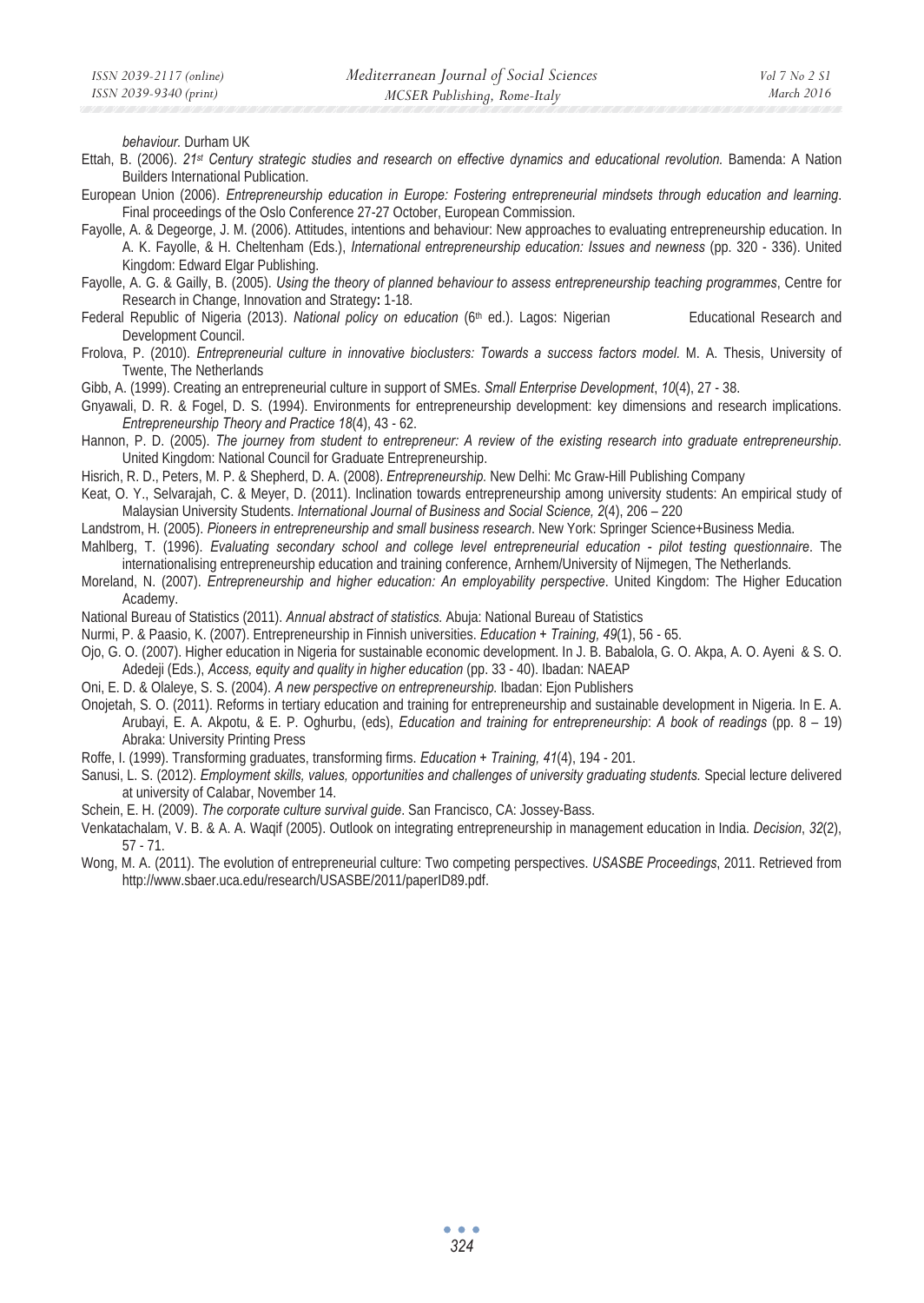*behaviour.* Durham UK

Ettah, B. (2006). *21st Century strategic studies and research on effective dynamics and educational revolution.* Bamenda: A Nation Builders International Publication.

European Union (2006). *Entrepreneurship education in Europe: Fostering entrepreneurial mindsets through education and learning*. Final proceedings of the Oslo Conference 27-27 October, European Commission.

Fayolle, A. & Degeorge, J. M. (2006). Attitudes, intentions and behaviour: New approaches to evaluating entrepreneurship education. In A. K. Fayolle, & H. Cheltenham (Eds.), *International entrepreneurship education: Issues and newness* (pp. 320 - 336). United Kingdom: Edward Elgar Publishing.

Fayolle, A. G. & Gailly, B. (2005). *Using the theory of planned behaviour to assess entrepreneurship teaching programmes*, Centre for Research in Change, Innovation and Strategy**:** 1-18.

Federal Republic of Nigeria (2013). *National policy on education* (6th ed.). Lagos: Nigerian Educational Research and Development Council.

Frolova, P. (2010). *Entrepreneurial culture in innovative bioclusters: Towards a success factors model.* M. A. Thesis, University of Twente, The Netherlands

Gibb, A. (1999). Creating an entrepreneurial culture in support of SMEs. *Small Enterprise Development*, *10*(4), 27 - 38.

Gnyawali, D. R. & Fogel, D. S. (1994). Environments for entrepreneurship development: key dimensions and research implications. *Entrepreneurship Theory and Practice 18*(4), 43 - 62.

Hannon, P. D. (2005). *The journey from student to entrepreneur: A review of the existing research into graduate entrepreneurship*. United Kingdom: National Council for Graduate Entrepreneurship.

Hisrich, R. D., Peters, M. P. & Shepherd, D. A. (2008). *Entrepreneurship.* New Delhi: Mc Graw-Hill Publishing Company

Keat, O. Y., Selvarajah, C. & Meyer, D. (2011). Inclination towards entrepreneurship among university students: An empirical study of Malaysian University Students. *International Journal of Business and Social Science, 2*(4), 206 – 220

Landstrom, H. (2005). *Pioneers in entrepreneurship and small business research*. New York: Springer Science+Business Media.

Mahlberg, T. (1996). *Evaluating secondary school and college level entrepreneurial education - pilot testing questionnaire*. The internationalising entrepreneurship education and training conference, Arnhem/University of Nijmegen, The Netherlands.

Moreland, N. (2007). *Entrepreneurship and higher education: An employability perspective*. United Kingdom: The Higher Education Academy.

National Bureau of Statistics (2011). *Annual abstract of statistics.* Abuja: National Bureau of Statistics

Nurmi, P. & Paasio, K. (2007). Entrepreneurship in Finnish universities. *Education + Training, 49*(1), 56 - 65.

Ojo, G. O. (2007). Higher education in Nigeria for sustainable economic development. In J. B. Babalola, G. O. Akpa, A. O. Ayeni & S. O. Adedeji (Eds.), *Access, equity and quality in higher education* (pp. 33 - 40). Ibadan: NAEAP

Oni, E. D. & Olaleye, S. S. (2004). *A new perspective on entrepreneurship.* Ibadan: Ejon Publishers

Onojetah, S. O. (2011). Reforms in tertiary education and training for entrepreneurship and sustainable development in Nigeria. In E. A. Arubayi, E. A. Akpotu, & E. P. Oghurbu, (eds), *Education and training for entrepreneurship*: *A book of readings* (pp. 8 – 19) Abraka: University Printing Press

Roffe, I. (1999). Transforming graduates, transforming firms. *Education + Training, 41*(4), 194 - 201.

Sanusi, L. S. (2012). *Employment skills, values, opportunities and challenges of university graduating students.* Special lecture delivered at university of Calabar, November 14.

Schein, E. H. (2009). *The corporate culture survival guide*. San Francisco, CA: Jossey-Bass.

Venkatachalam, V. B. & A. A. Waqif (2005). Outlook on integrating entrepreneurship in management education in India. *Decision*, *32*(2), 57 - 71.

Wong, M. A. (2011). The evolution of entrepreneurial culture: Two competing perspectives. *USASBE Proceedings*, 2011. Retrieved from http://www.sbaer.uca.edu/research/USASBE/2011/paperID89.pdf.